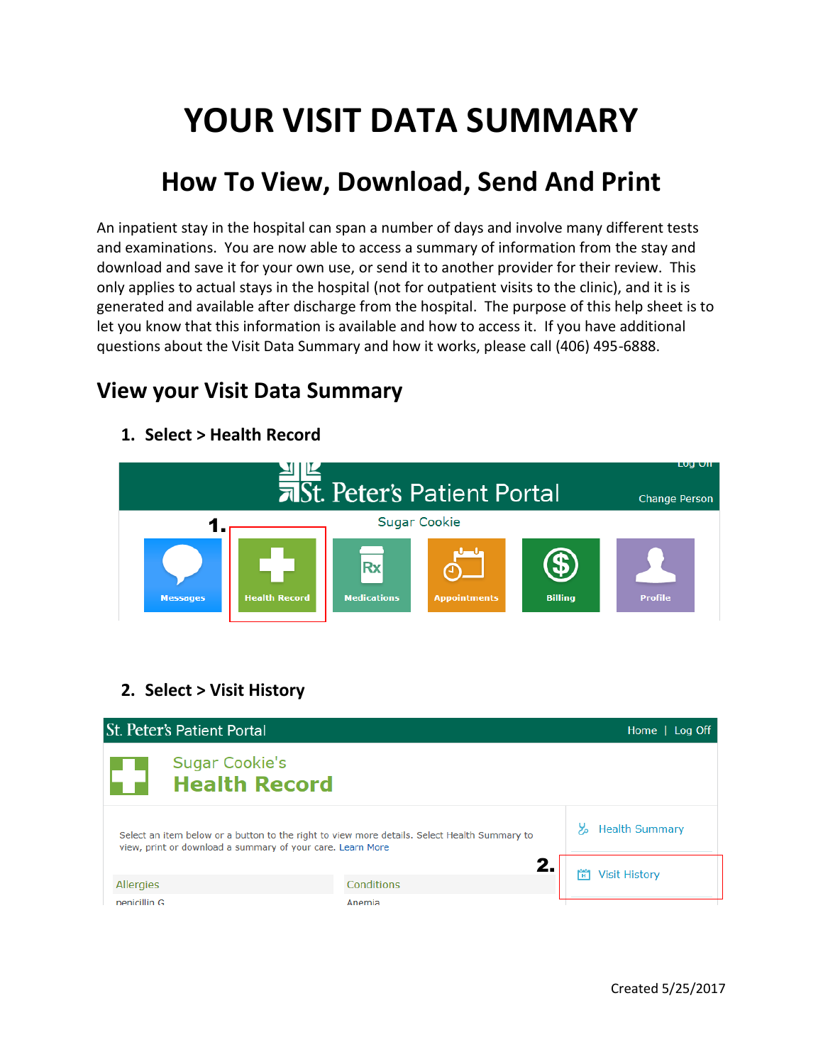# YOUR VISIT DATA SUMMARY

## How To View, Download, Send And Print

An inpatient stay in the hospital can span a number of days and involve many different tests and examinations. You are now able to access a summary of information from the stay and download and save it for your own use, or send it to another provider for their review. This only applies to actual stays in the hospital (not for outpatient visits to the clinic), and it is is generated and available after discharge from the hospital. The purpose of this help sheet is to let you know that this information is available and how to access it. If you have additional questions about the Visit Data Summary and how it works, please call (406) 495-6888.

## View your Visit Data Summary

1. **Select > Health Record**

2. **Select > Visit History**

Created 5/25/2017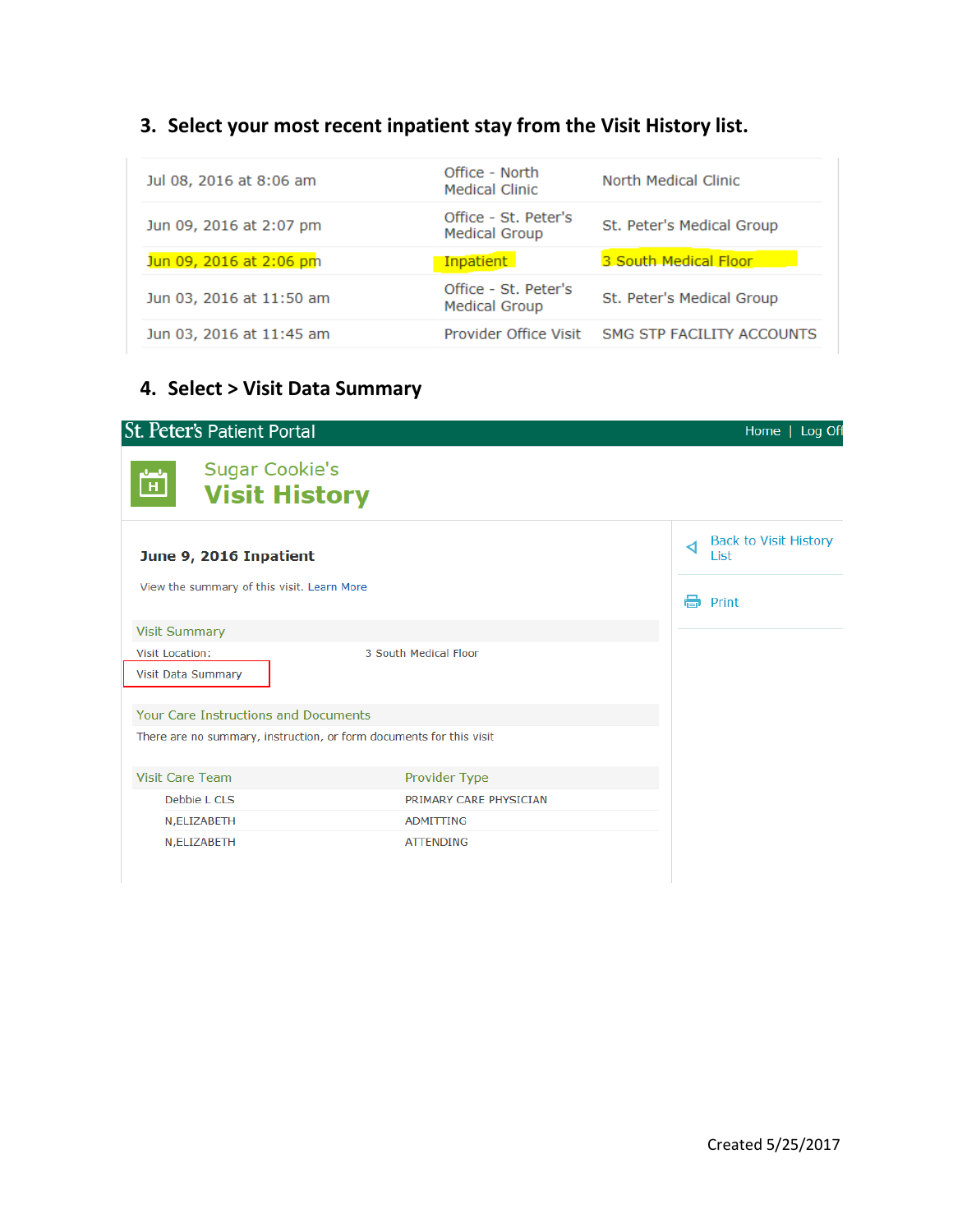3. **Select your most recent inpatient stay from the Visit History list.**

| | | |
|---|---|---|
| Jul 08, 2016 at 8:06 am | Office - North Medical Clinic | North Medical Clinic |
| Jun 09, 2016 at 2:07 pm | Office - St. Peter's Medical Group | St. Peter's Medical Group |
| Jun 09, 2016 at 2:06 pm | Inpatient | 3 South Medical Floor |
| Jun 03, 2016 at 11:50 am | Office - St. Peter's Medical Group | St. Peter's Medical Group |
| Jun 03, 2016 at 11:45 am | Provider Office Visit | SMG STP FACILITY ACCOUNTS |

4. **Select > Visit Data Summary**

St. Peter's Patient Portal — Home | Log Off

Sugar Cookie's
**Visit History**

**June 9, 2016 Inpatient**

View the summary of this visit. Learn More

Back to Visit History List

Print

**Visit Summary**

| | |
|---|---|
| Visit Location: | 3 South Medical Floor |
| Visit Data Summary | |

**Your Care Instructions and Documents**

There are no summary, instruction, or form documents for this visit

| Visit Care Team | Provider Type |
|---|---|
| Debbie L CLS | PRIMARY CARE PHYSICIAN |
| N,ELIZABETH | ADMITTING |
| N,ELIZABETH | ATTENDING |

Created 5/25/2017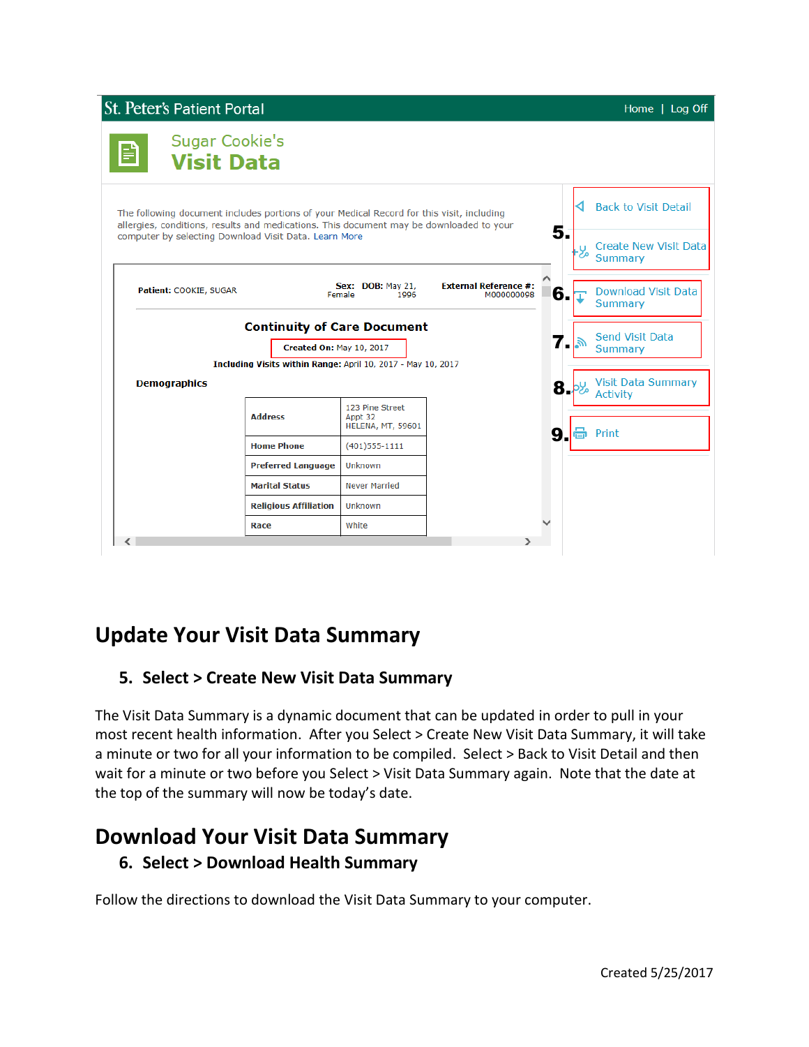St. Peter's Patient Portal — Home | Log Off

Sugar Cookie's

**Visit Data**

The following document includes portions of your Medical Record for this visit, including allergies, conditions, results and medications. This document may be downloaded to your computer by selecting Download Visit Data. Learn More

**Patient:** COOKIE, SUGAR **Sex:** Female **DOB:** May 21, 1996 **External Reference #:** M000000098

**Continuity of Care Document**

**Created On:** May 10, 2017

**Including Visits within Range:** April 10, 2017 - May 10, 2017

**Demographics**

| | |
|---|---|
| **Address** | 123 Pine Street Appt 32 HELENA, MT, 59601 |
| **Home Phone** | (401)555-1111 |
| **Preferred Language** | Unknown |
| **Marital Status** | Never Married |
| **Religious Affiliation** | Unknown |
| **Race** | White |

- Back to Visit Detail
- 5. Create New Visit Data Summary
- 6. Download Visit Data Summary
- 7. Send Visit Data Summary
- 8. Visit Data Summary Activity
- 9. Print

## Update Your Visit Data Summary

### 5. Select > Create New Visit Data Summary

The Visit Data Summary is a dynamic document that can be updated in order to pull in your most recent health information. After you Select > Create New Visit Data Summary, it will take a minute or two for all your information to be compiled. Select > Back to Visit Detail and then wait for a minute or two before you Select > Visit Data Summary again. Note that the date at the top of the summary will now be today's date.

## Download Your Visit Data Summary

### 6. Select > Download Health Summary

Follow the directions to download the Visit Data Summary to your computer.

Created 5/25/2017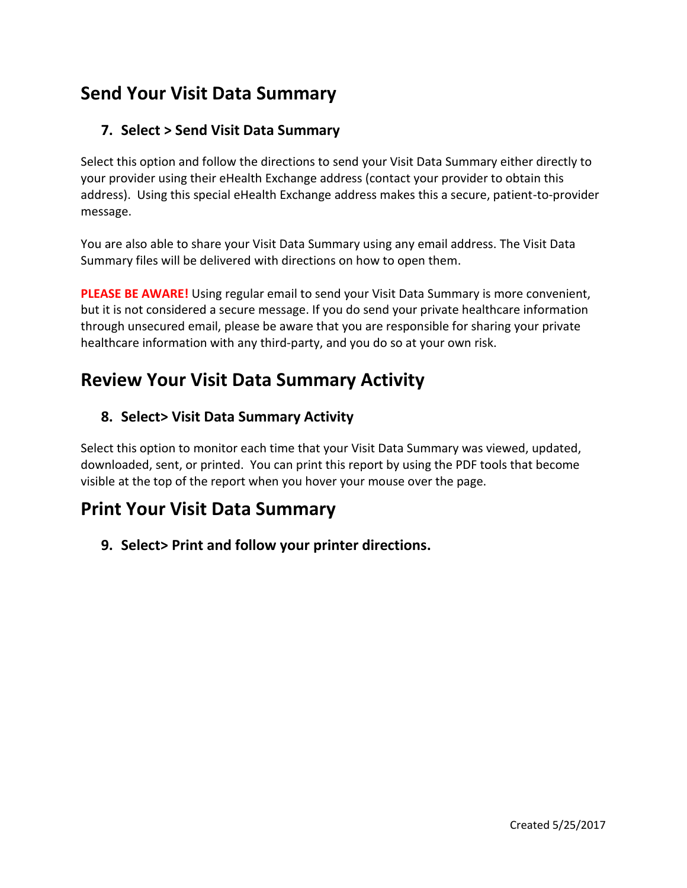## Send Your Visit Data Summary

### 7. Select > Send Visit Data Summary

Select this option and follow the directions to send your Visit Data Summary either directly to your provider using their eHealth Exchange address (contact your provider to obtain this address). Using this special eHealth Exchange address makes this a secure, patient-to-provider message.

You are also able to share your Visit Data Summary using any email address. The Visit Data Summary files will be delivered with directions on how to open them.

**PLEASE BE AWARE!** Using regular email to send your Visit Data Summary is more convenient, but it is not considered a secure message. If you do send your private healthcare information through unsecured email, please be aware that you are responsible for sharing your private healthcare information with any third-party, and you do so at your own risk.

## Review Your Visit Data Summary Activity

### 8. Select> Visit Data Summary Activity

Select this option to monitor each time that your Visit Data Summary was viewed, updated, downloaded, sent, or printed. You can print this report by using the PDF tools that become visible at the top of the report when you hover your mouse over the page.

## Print Your Visit Data Summary

### 9. Select> Print and follow your printer directions.

Created 5/25/2017